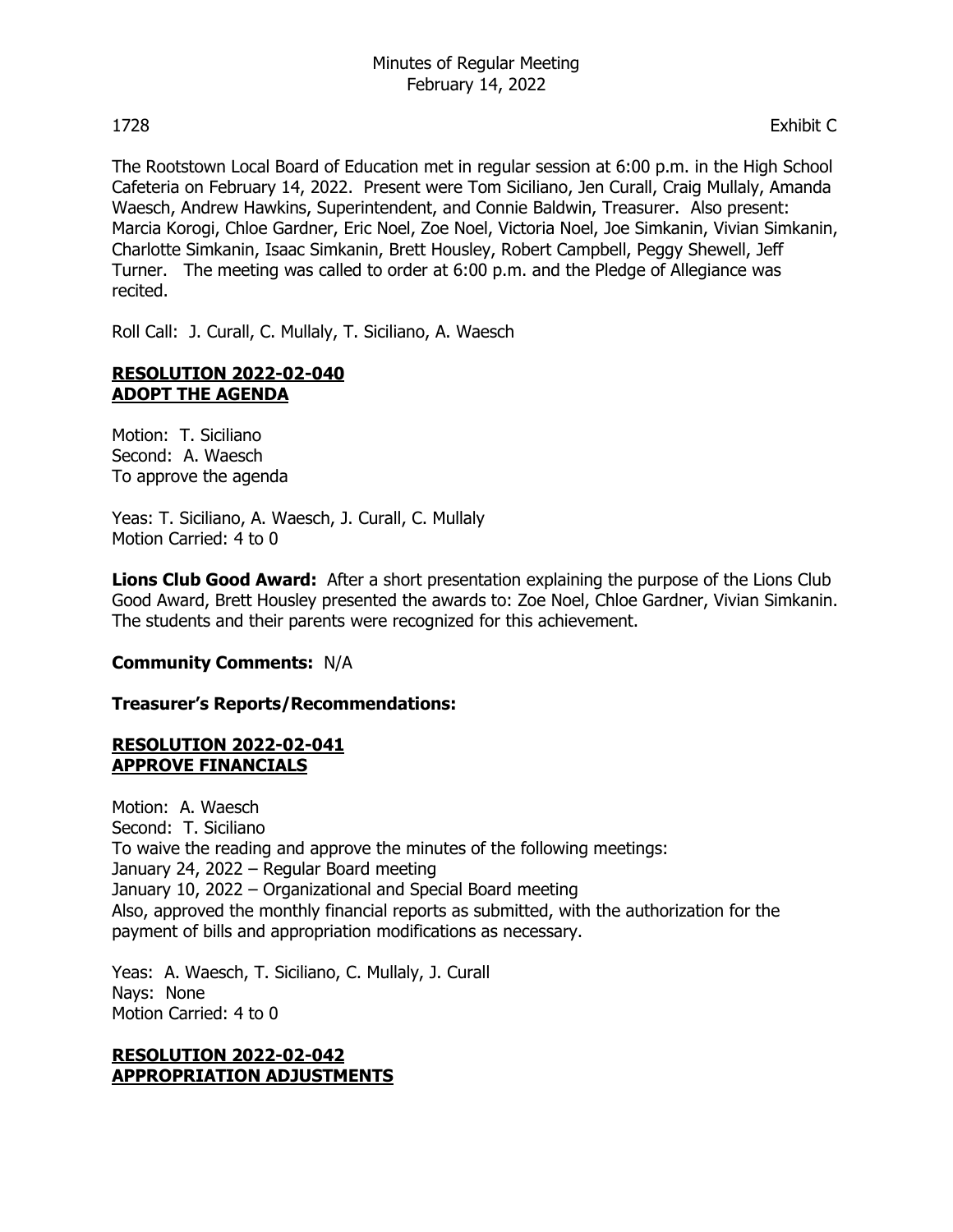# Minutes of Regular Meeting
February 14, 2022

1728 Exhibit C

The Rootstown Local Board of Education met in regular session at 6:00 p.m. in the High School Cafeteria on February 14, 2022. Present were Tom Siciliano, Jen Curall, Craig Mullaly, Amanda Waesch, Andrew Hawkins, Superintendent, and Connie Baldwin, Treasurer. Also present: Marcia Korogi, Chloe Gardner, Eric Noel, Zoe Noel, Victoria Noel, Joe Simkanin, Vivian Simkanin, Charlotte Simkanin, Isaac Simkanin, Brett Housley, Robert Campbell, Peggy Shewell, Jeff Turner. The meeting was called to order at 6:00 p.m. and the Pledge of Allegiance was recited.

Roll Call: J. Curall, C. Mullaly, T. Siciliano, A. Waesch

**RESOLUTION 2022-02-040**
**ADOPT THE AGENDA**

Motion: T. Siciliano
Second: A. Waesch
To approve the agenda

Yeas: T. Siciliano, A. Waesch, J. Curall, C. Mullaly
Motion Carried: 4 to 0

**Lions Club Good Award:** After a short presentation explaining the purpose of the Lions Club Good Award, Brett Housley presented the awards to: Zoe Noel, Chloe Gardner, Vivian Simkanin. The students and their parents were recognized for this achievement.

**Community Comments:** N/A

**Treasurer's Reports/Recommendations:**

**RESOLUTION 2022-02-041**
**APPROVE FINANCIALS**

Motion: A. Waesch
Second: T. Siciliano
To waive the reading and approve the minutes of the following meetings:
January 24, 2022 – Regular Board meeting
January 10, 2022 – Organizational and Special Board meeting
Also, approved the monthly financial reports as submitted, with the authorization for the payment of bills and appropriation modifications as necessary.

Yeas: A. Waesch, T. Siciliano, C. Mullaly, J. Curall
Nays: None
Motion Carried: 4 to 0

**RESOLUTION 2022-02-042**
**APPROPRIATION ADJUSTMENTS**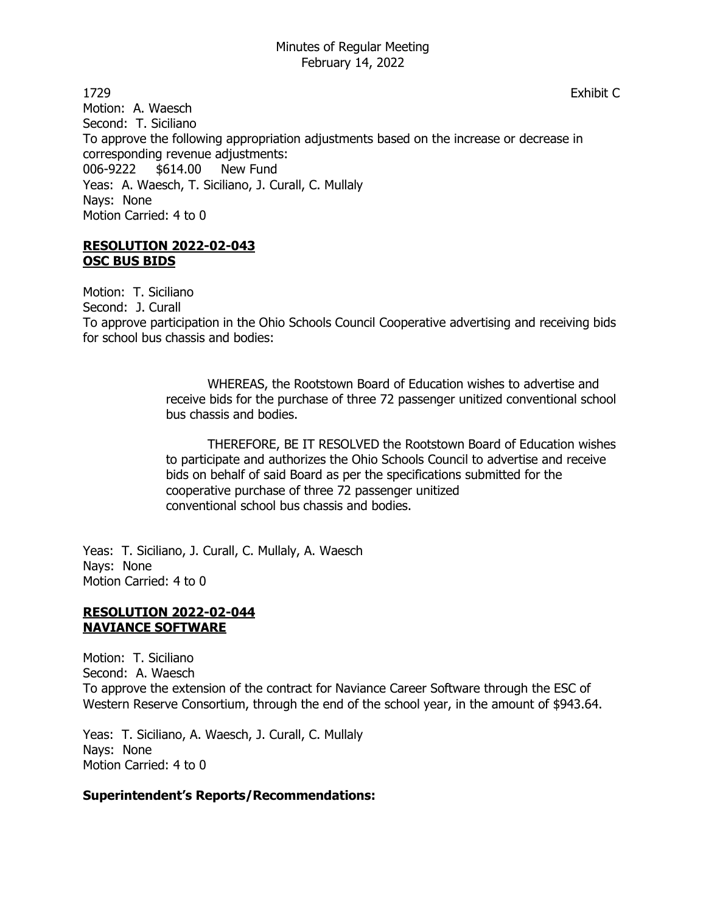1729 Exhibit C

Motion: A. Waesch
Second: T. Siciliano
To approve the following appropriation adjustments based on the increase or decrease in corresponding revenue adjustments:
006-9222 $614.00 New Fund
Yeas: A. Waesch, T. Siciliano, J. Curall, C. Mullaly
Nays: None
Motion Carried: 4 to 0

**RESOLUTION 2022-02-043**
**OSC BUS BIDS**

Motion: T. Siciliano
Second: J. Curall
To approve participation in the Ohio Schools Council Cooperative advertising and receiving bids for school bus chassis and bodies:

> WHEREAS, the Rootstown Board of Education wishes to advertise and receive bids for the purchase of three 72 passenger unitized conventional school bus chassis and bodies.
>
> THEREFORE, BE IT RESOLVED the Rootstown Board of Education wishes to participate and authorizes the Ohio Schools Council to advertise and receive bids on behalf of said Board as per the specifications submitted for the cooperative purchase of three 72 passenger unitized conventional school bus chassis and bodies.

Yeas: T. Siciliano, J. Curall, C. Mullaly, A. Waesch
Nays: None
Motion Carried: 4 to 0

**RESOLUTION 2022-02-044**
**NAVIANCE SOFTWARE**

Motion: T. Siciliano
Second: A. Waesch
To approve the extension of the contract for Naviance Career Software through the ESC of Western Reserve Consortium, through the end of the school year, in the amount of $943.64.

Yeas: T. Siciliano, A. Waesch, J. Curall, C. Mullaly
Nays: None
Motion Carried: 4 to 0

**Superintendent's Reports/Recommendations:**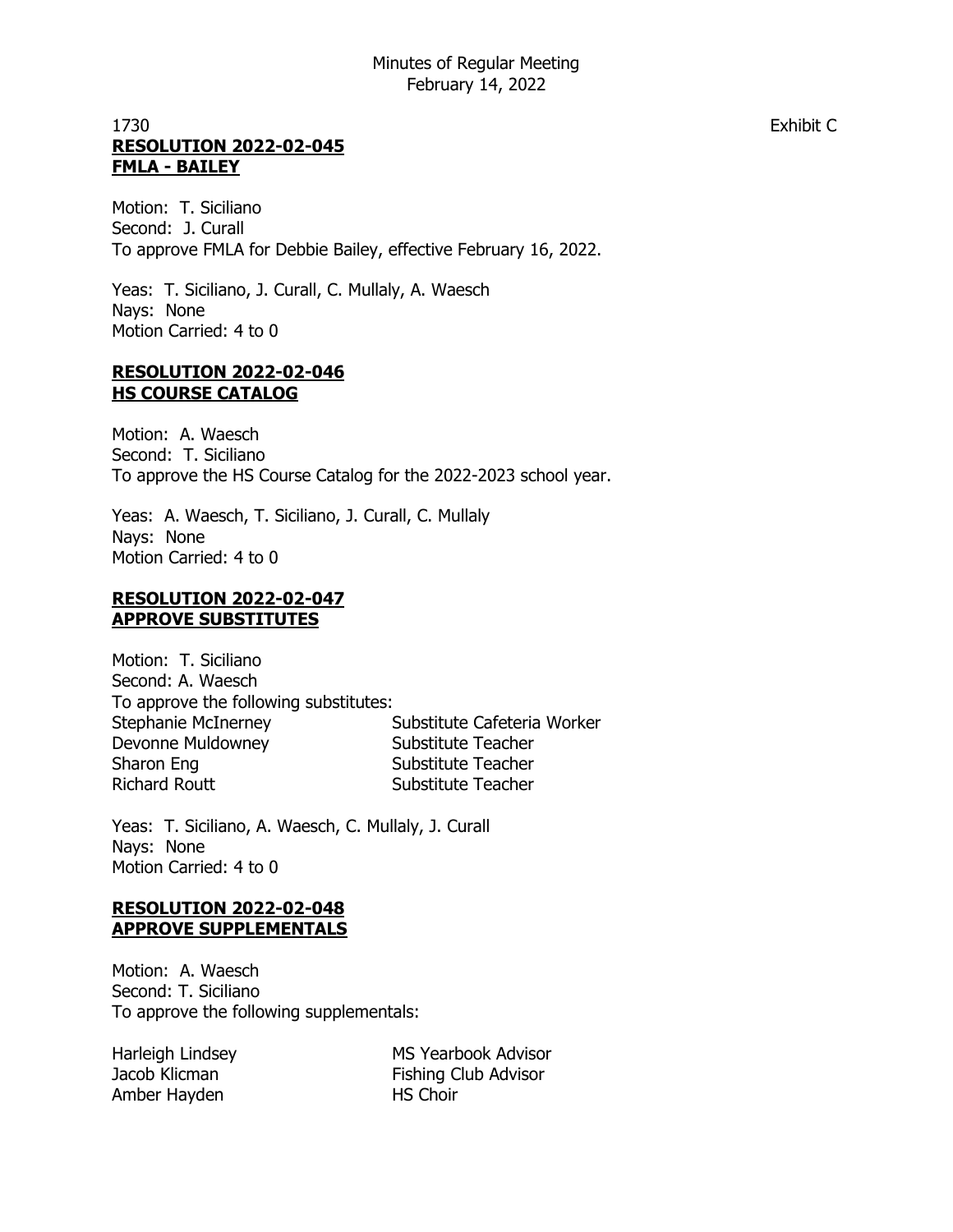1730 Exhibit C

**RESOLUTION 2022-02-045**
**FMLA - BAILEY**

Motion: T. Siciliano
Second: J. Curall
To approve FMLA for Debbie Bailey, effective February 16, 2022.

Yeas: T. Siciliano, J. Curall, C. Mullaly, A. Waesch
Nays: None
Motion Carried: 4 to 0

**RESOLUTION 2022-02-046**
**HS COURSE CATALOG**

Motion: A. Waesch
Second: T. Siciliano
To approve the HS Course Catalog for the 2022-2023 school year.

Yeas: A. Waesch, T. Siciliano, J. Curall, C. Mullaly
Nays: None
Motion Carried: 4 to 0

**RESOLUTION 2022-02-047**
**APPROVE SUBSTITUTES**

Motion: T. Siciliano
Second: A. Waesch
To approve the following substitutes:

| | |
|---|---|
| Stephanie McInerney | Substitute Cafeteria Worker |
| Devonne Muldowney | Substitute Teacher |
| Sharon Eng | Substitute Teacher |
| Richard Routt | Substitute Teacher |

Yeas: T. Siciliano, A. Waesch, C. Mullaly, J. Curall
Nays: None
Motion Carried: 4 to 0

**RESOLUTION 2022-02-048**
**APPROVE SUPPLEMENTALS**

Motion: A. Waesch
Second: T. Siciliano
To approve the following supplementals:

| | |
|---|---|
| Harleigh Lindsey | MS Yearbook Advisor |
| Jacob Klicman | Fishing Club Advisor |
| Amber Hayden | HS Choir |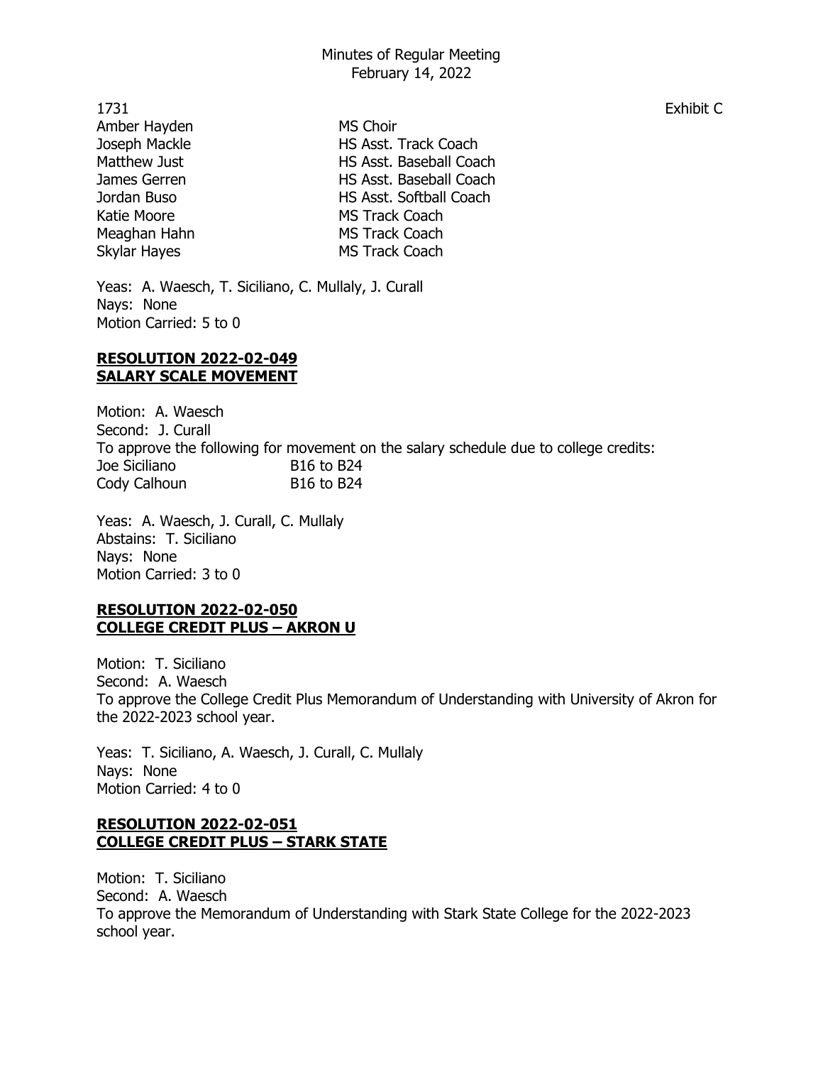1731 Exhibit C

| | |
|---|---|
| Amber Hayden | MS Choir |
| Joseph Mackle | HS Asst. Track Coach |
| Matthew Just | HS Asst. Baseball Coach |
| James Gerren | HS Asst. Baseball Coach |
| Jordan Buso | HS Asst. Softball Coach |
| Katie Moore | MS Track Coach |
| Meaghan Hahn | MS Track Coach |
| Skylar Hayes | MS Track Coach |

Yeas: A. Waesch, T. Siciliano, C. Mullaly, J. Curall
Nays: None
Motion Carried: 5 to 0

**RESOLUTION 2022-02-049**
**SALARY SCALE MOVEMENT**

Motion: A. Waesch
Second: J. Curall
To approve the following for movement on the salary schedule due to college credits:

| | |
|---|---|
| Joe Siciliano | B16 to B24 |
| Cody Calhoun | B16 to B24 |

Yeas: A. Waesch, J. Curall, C. Mullaly
Abstains: T. Siciliano
Nays: None
Motion Carried: 3 to 0

**RESOLUTION 2022-02-050**
**COLLEGE CREDIT PLUS – AKRON U**

Motion: T. Siciliano
Second: A. Waesch
To approve the College Credit Plus Memorandum of Understanding with University of Akron for the 2022-2023 school year.

Yeas: T. Siciliano, A. Waesch, J. Curall, C. Mullaly
Nays: None
Motion Carried: 4 to 0

**RESOLUTION 2022-02-051**
**COLLEGE CREDIT PLUS – STARK STATE**

Motion: T. Siciliano
Second: A. Waesch
To approve the Memorandum of Understanding with Stark State College for the 2022-2023 school year.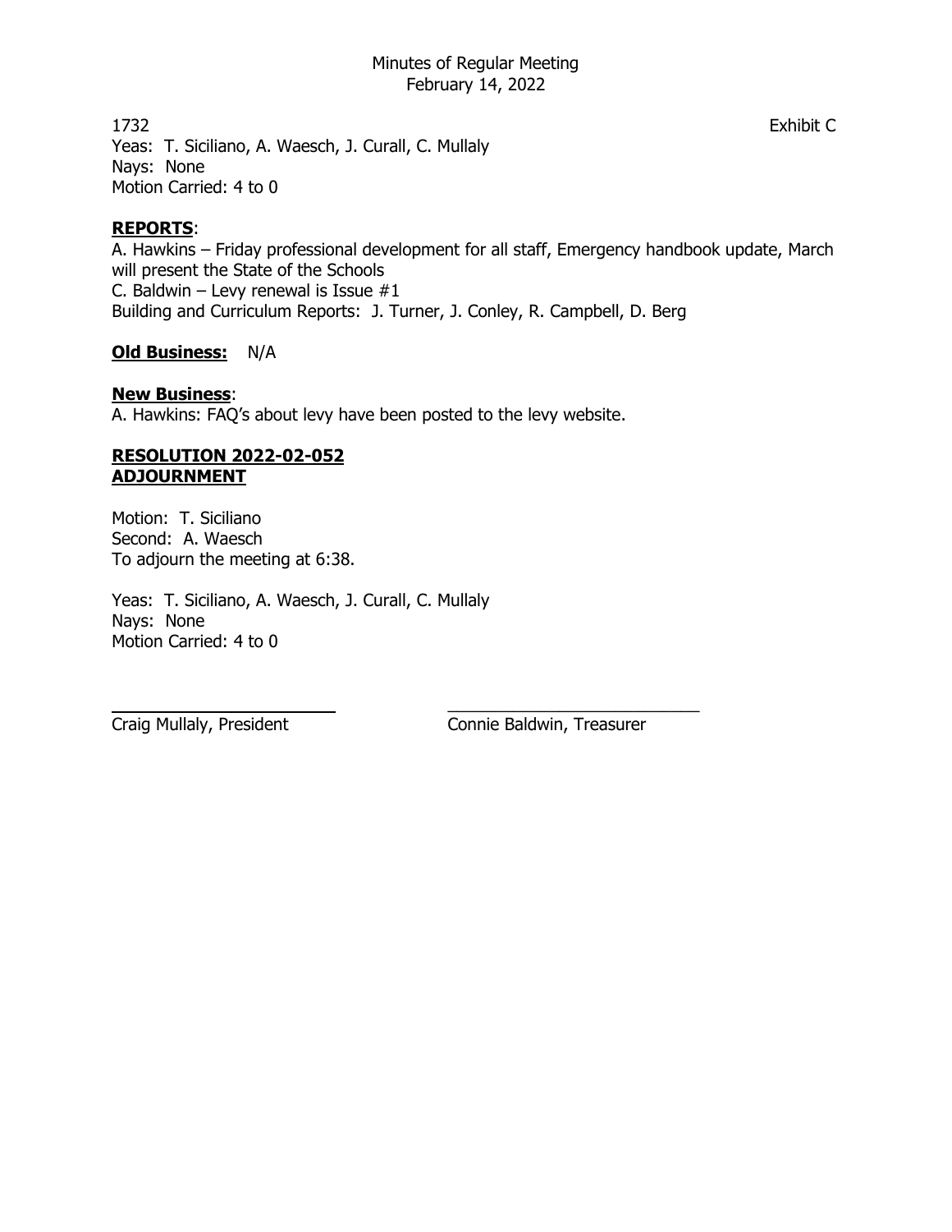1732 Exhibit C

Yeas: T. Siciliano, A. Waesch, J. Curall, C. Mullaly
Nays: None
Motion Carried: 4 to 0

**REPORTS**:

A. Hawkins – Friday professional development for all staff, Emergency handbook update, March will present the State of the Schools
C. Baldwin – Levy renewal is Issue #1
Building and Curriculum Reports: J. Turner, J. Conley, R. Campbell, D. Berg

**Old Business:** N/A

**New Business**:

A. Hawkins: FAQ's about levy have been posted to the levy website.

**RESOLUTION 2022-02-052**
**ADJOURNMENT**

Motion: T. Siciliano
Second: A. Waesch
To adjourn the meeting at 6:38.

Yeas: T. Siciliano, A. Waesch, J. Curall, C. Mullaly
Nays: None
Motion Carried: 4 to 0

Craig Mullaly, President

Connie Baldwin, Treasurer